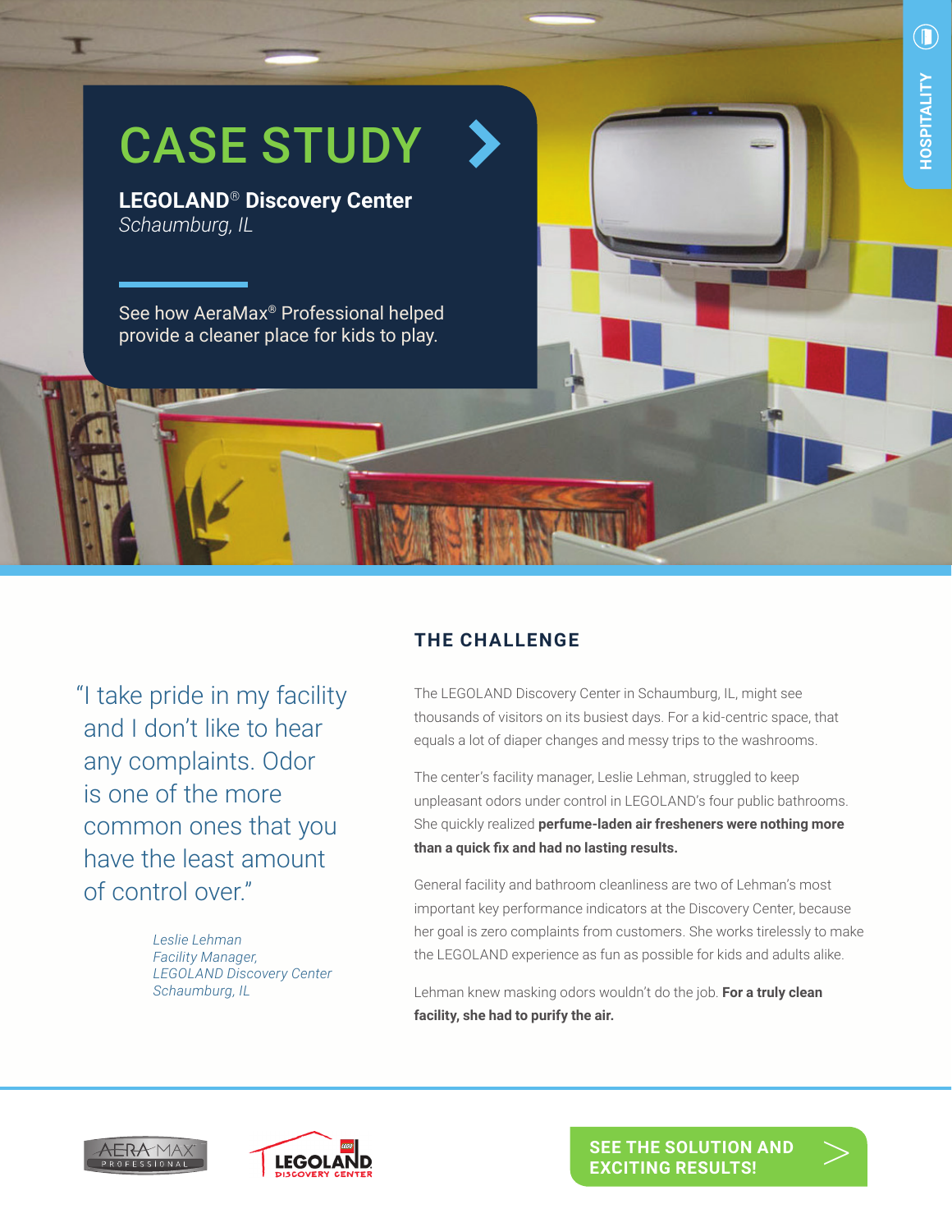HOSPITALITY

# CASE STUDY

**LEGOLAND® Discovery Center**
*Schaumburg, IL*

See how AeraMax® Professional helped provide a cleaner place for kids to play.

"I take pride in my facility and I don't like to hear any complaints. Odor is one of the more common ones that you have the least amount of control over."

*Leslie Lehman*
*Facility Manager,*
*LEGOLAND Discovery Center*
*Schaumburg, IL*

## THE CHALLENGE

The LEGOLAND Discovery Center in Schaumburg, IL, might see thousands of visitors on its busiest days. For a kid-centric space, that equals a lot of diaper changes and messy trips to the washrooms.

The center's facility manager, Leslie Lehman, struggled to keep unpleasant odors under control in LEGOLAND's four public bathrooms. She quickly realized **perfume-laden air fresheners were nothing more than a quick fix and had no lasting results.**

General facility and bathroom cleanliness are two of Lehman's most important key performance indicators at the Discovery Center, because her goal is zero complaints from customers. She works tirelessly to make the LEGOLAND experience as fun as possible for kids and adults alike.

Lehman knew masking odors wouldn't do the job. **For a truly clean facility, she had to purify the air.**

AERA MAX PROFESSIONAL

LEGOLAND DISCOVERY CENTER

**SEE THE SOLUTION AND EXCITING RESULTS!**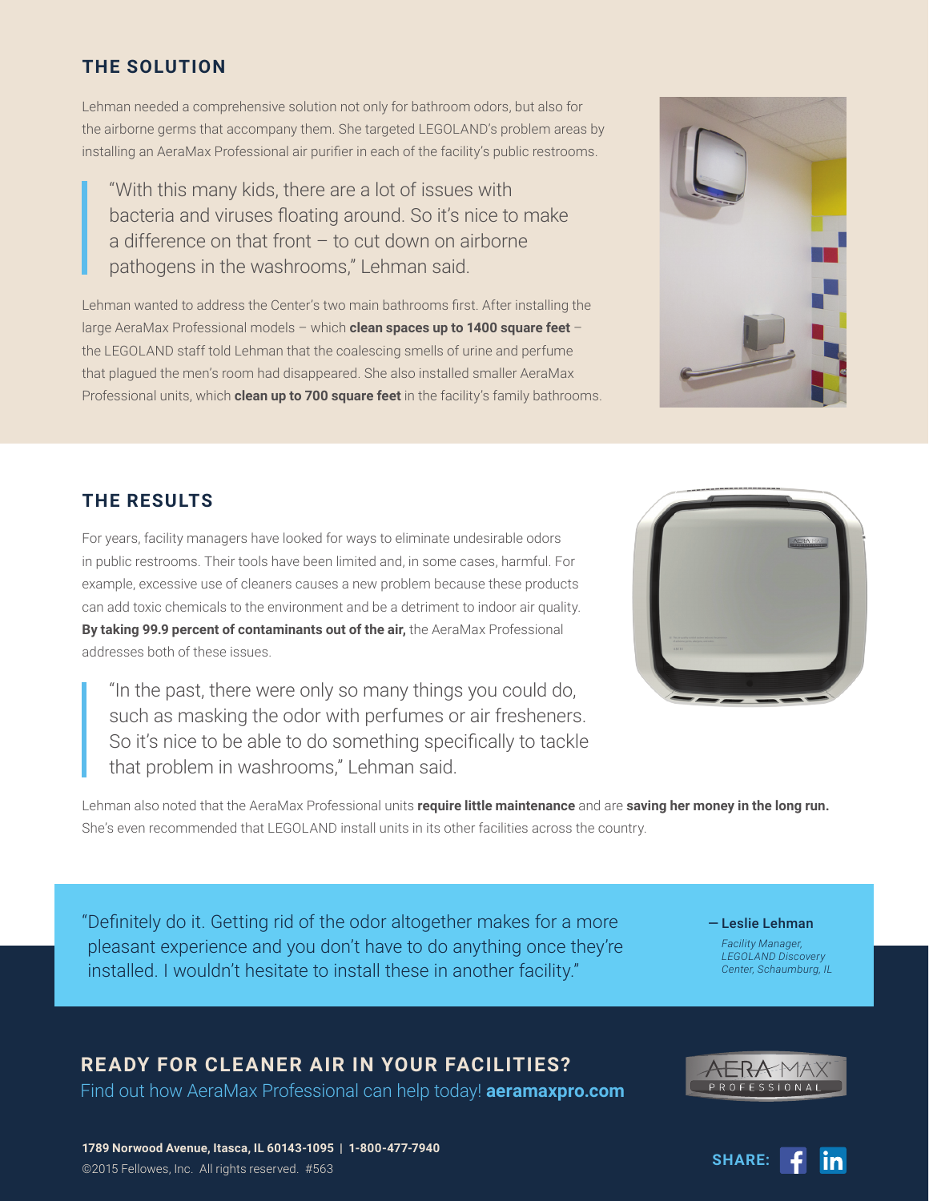## THE SOLUTION

Lehman needed a comprehensive solution not only for bathroom odors, but also for the airborne germs that accompany them. She targeted LEGOLAND's problem areas by installing an AeraMax Professional air purifier in each of the facility's public restrooms.

> "With this many kids, there are a lot of issues with bacteria and viruses floating around. So it's nice to make a difference on that front – to cut down on airborne pathogens in the washrooms," Lehman said.

Lehman wanted to address the Center's two main bathrooms first. After installing the large AeraMax Professional models – which **clean spaces up to 1400 square feet** – the LEGOLAND staff told Lehman that the coalescing smells of urine and perfume that plagued the men's room had disappeared. She also installed smaller AeraMax Professional units, which **clean up to 700 square feet** in the facility's family bathrooms.

## THE RESULTS

For years, facility managers have looked for ways to eliminate undesirable odors in public restrooms. Their tools have been limited and, in some cases, harmful. For example, excessive use of cleaners causes a new problem because these products can add toxic chemicals to the environment and be a detriment to indoor air quality. **By taking 99.9 percent of contaminants out of the air,** the AeraMax Professional addresses both of these issues.

> "In the past, there were only so many things you could do, such as masking the odor with perfumes or air fresheners. So it's nice to be able to do something specifically to tackle that problem in washrooms," Lehman said.

Lehman also noted that the AeraMax Professional units **require little maintenance** and are **saving her money in the long run.** She's even recommended that LEGOLAND install units in its other facilities across the country.

> "Definitely do it. Getting rid of the odor altogether makes for a more pleasant experience and you don't have to do anything once they're installed. I wouldn't hesitate to install these in another facility."

**— Leslie Lehman**
*Facility Manager, LEGOLAND Discovery Center, Schaumburg, IL*

## READY FOR CLEANER AIR IN YOUR FACILITIES?

Find out how AeraMax Professional can help today! **aeramaxpro.com**

AERAMAX PROFESSIONAL

**1789 Norwood Avenue, Itasca, IL 60143-1095 | 1-800-477-7940**

©2015 Fellowes, Inc. All rights reserved. #563

**SHARE:**